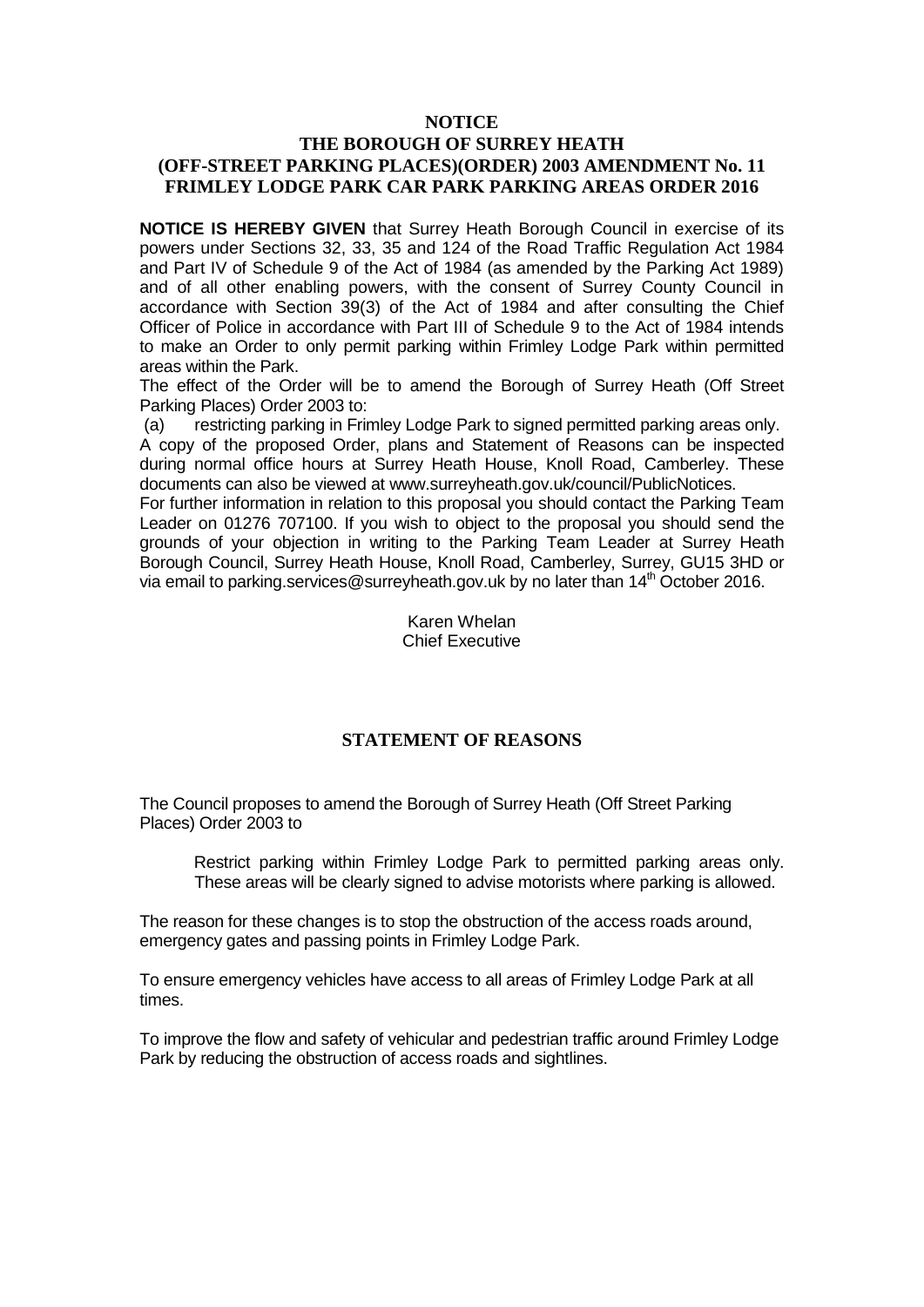**NOTICE**

**THE BOROUGH OF SURREY HEATH**
**(OFF-STREET PARKING PLACES)(ORDER) 2003 AMENDMENT No. 11**
**FRIMLEY LODGE PARK CAR PARK PARKING AREAS ORDER 2016**

**NOTICE IS HEREBY GIVEN** that Surrey Heath Borough Council in exercise of its powers under Sections 32, 33, 35 and 124 of the Road Traffic Regulation Act 1984 and Part IV of Schedule 9 of the Act of 1984 (as amended by the Parking Act 1989) and of all other enabling powers, with the consent of Surrey County Council in accordance with Section 39(3) of the Act of 1984 and after consulting the Chief Officer of Police in accordance with Part III of Schedule 9 to the Act of 1984 intends to make an Order to only permit parking within Frimley Lodge Park within permitted areas within the Park.

The effect of the Order will be to amend the Borough of Surrey Heath (Off Street Parking Places) Order 2003 to:

(a) restricting parking in Frimley Lodge Park to signed permitted parking areas only.

A copy of the proposed Order, plans and Statement of Reasons can be inspected during normal office hours at Surrey Heath House, Knoll Road, Camberley. These documents can also be viewed at www.surreyheath.gov.uk/council/PublicNotices.

For further information in relation to this proposal you should contact the Parking Team Leader on 01276 707100. If you wish to object to the proposal you should send the grounds of your objection in writing to the Parking Team Leader at Surrey Heath Borough Council, Surrey Heath House, Knoll Road, Camberley, Surrey, GU15 3HD or via email to parking.services@surreyheath.gov.uk by no later than 14th October 2016.

Karen Whelan
Chief Executive

## STATEMENT OF REASONS

The Council proposes to amend the Borough of Surrey Heath (Off Street Parking Places) Order 2003 to

Restrict parking within Frimley Lodge Park to permitted parking areas only. These areas will be clearly signed to advise motorists where parking is allowed.

The reason for these changes is to stop the obstruction of the access roads around, emergency gates and passing points in Frimley Lodge Park.

To ensure emergency vehicles have access to all areas of Frimley Lodge Park at all times.

To improve the flow and safety of vehicular and pedestrian traffic around Frimley Lodge Park by reducing the obstruction of access roads and sightlines.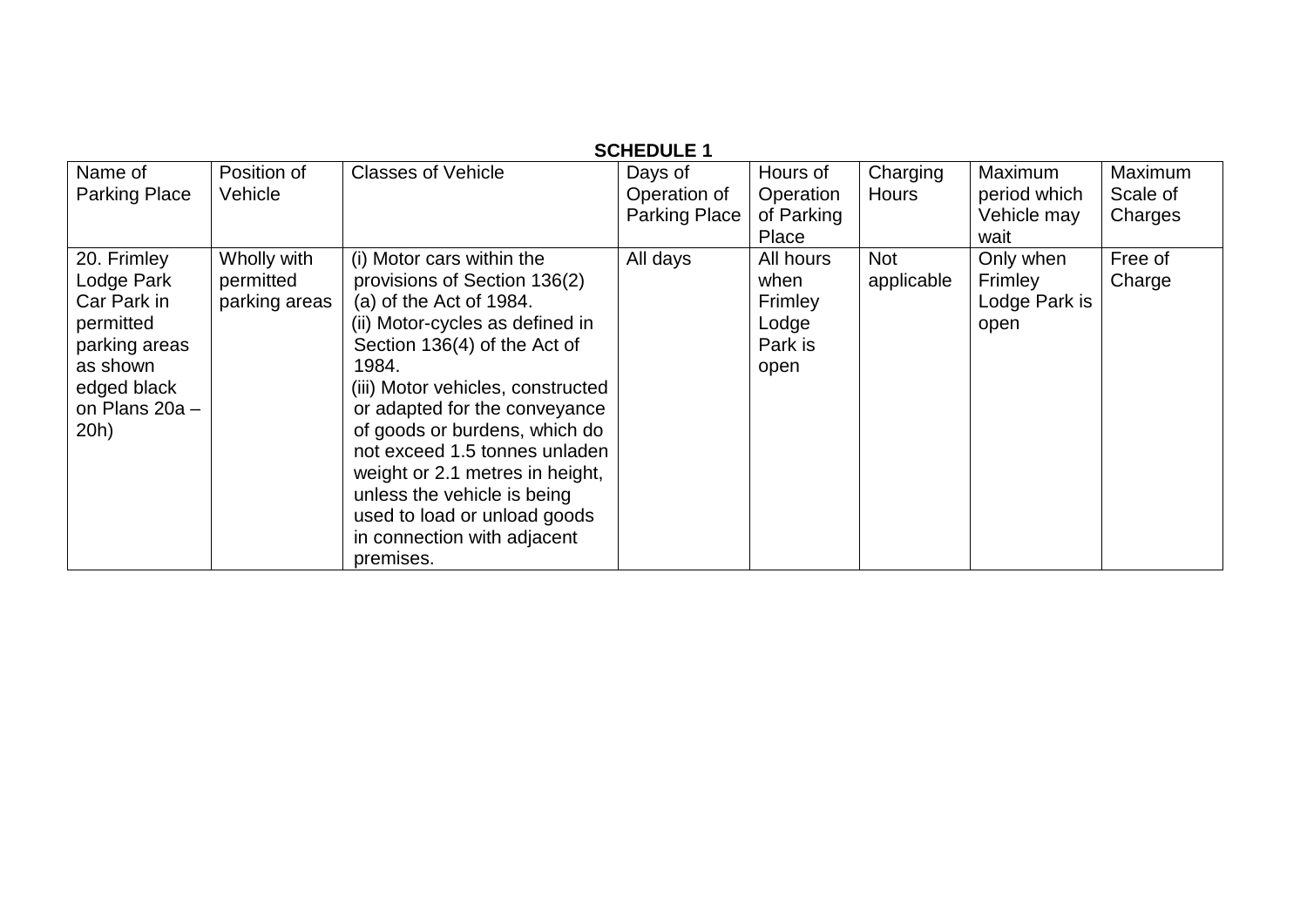**SCHEDULE 1**

| Name of Parking Place | Position of Vehicle | Classes of Vehicle | Days of Operation of Parking Place | Hours of Operation of Parking Place | Charging Hours | Maximum period which Vehicle may wait | Maximum Scale of Charges |
|---|---|---|---|---|---|---|---|
| 20. Frimley Lodge Park Car Park in permitted parking areas as shown edged black on Plans 20a – 20h) | Wholly with permitted parking areas | (i) Motor cars within the provisions of Section 136(2) (a) of the Act of 1984. (ii) Motor-cycles as defined in Section 136(4) of the Act of 1984. (iii) Motor vehicles, constructed or adapted for the conveyance of goods or burdens, which do not exceed 1.5 tonnes unladen weight or 2.1 metres in height, unless the vehicle is being used to load or unload goods in connection with adjacent premises. | All days | All hours when Frimley Lodge Park is open | Not applicable | Only when Frimley Lodge Park is open | Free of Charge |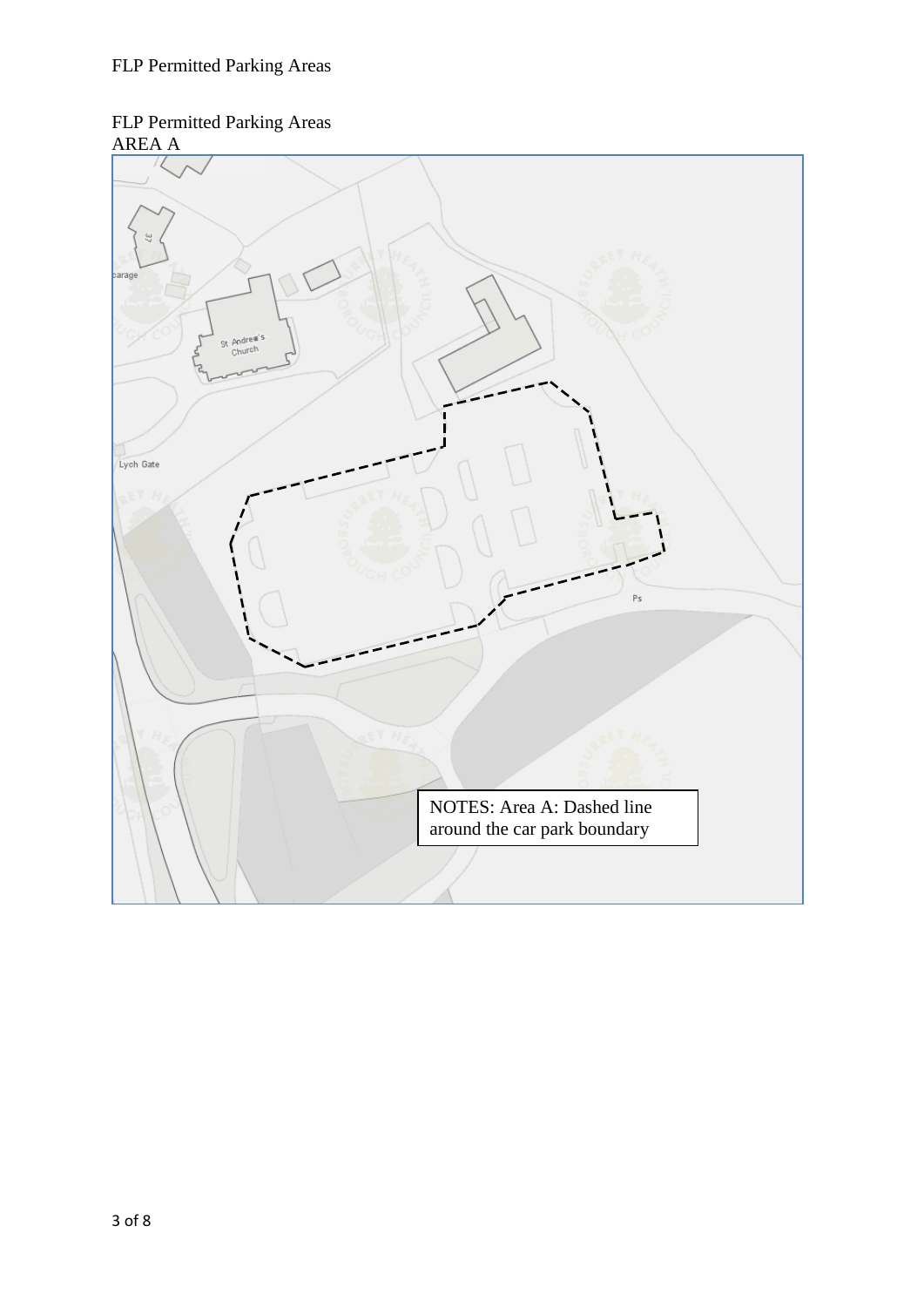FLP Permitted Parking Areas

FLP Permitted Parking Areas
AREA A

NOTES: Area A: Dashed line around the car park boundary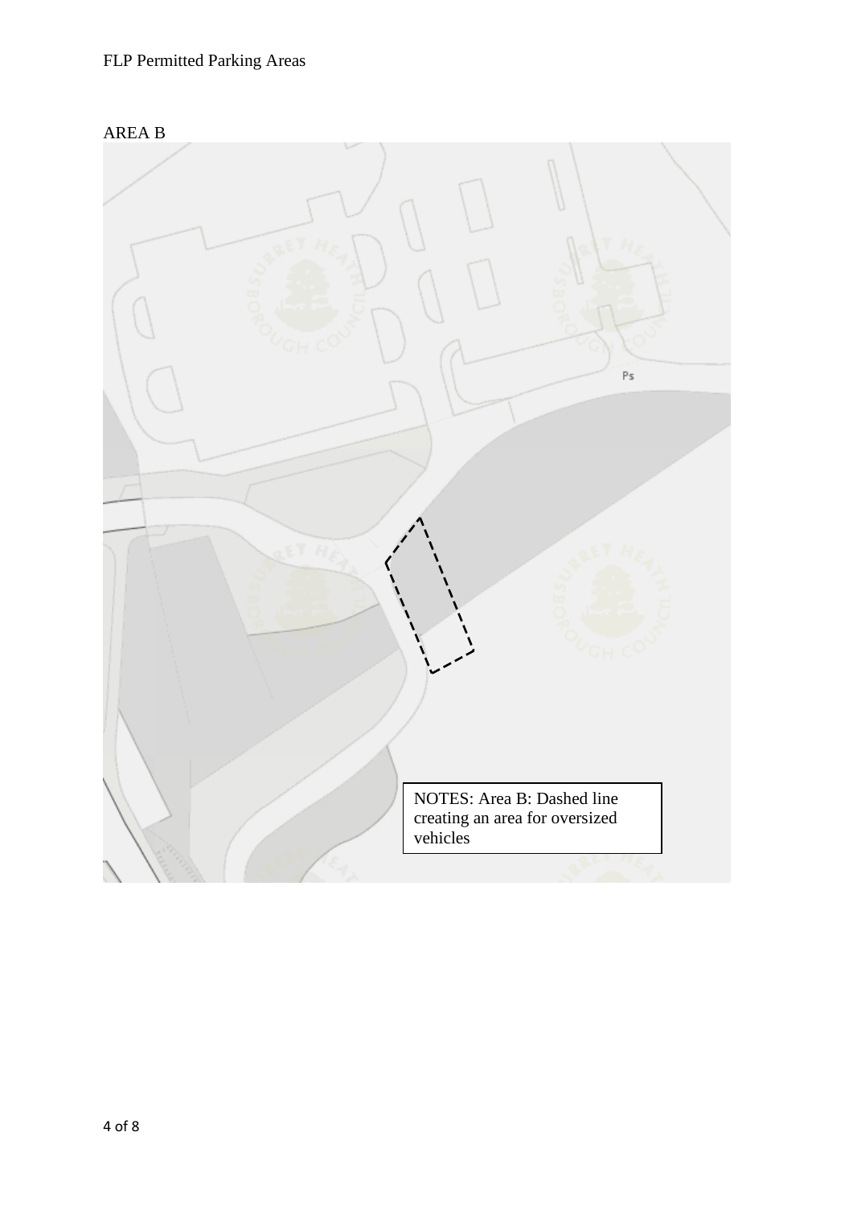## AREA B

NOTES: Area B: Dashed line creating an area for oversized vehicles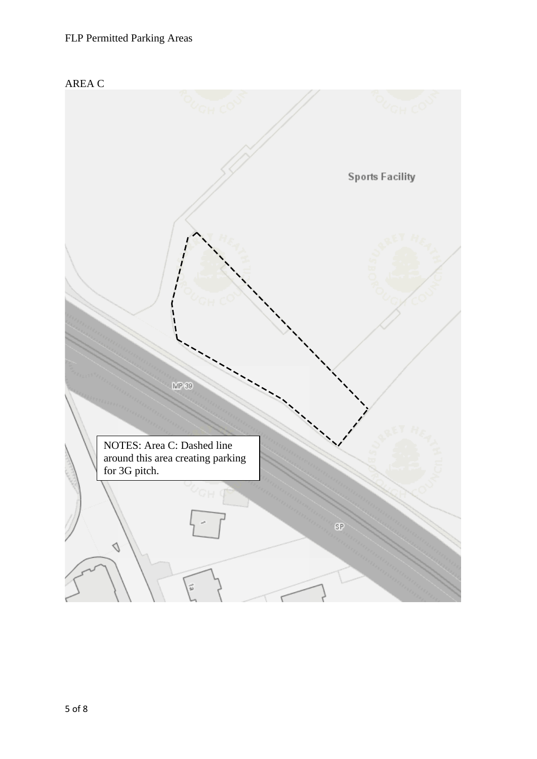FLP Permitted Parking Areas

AREA C

NOTES: Area C: Dashed line around this area creating parking for 3G pitch.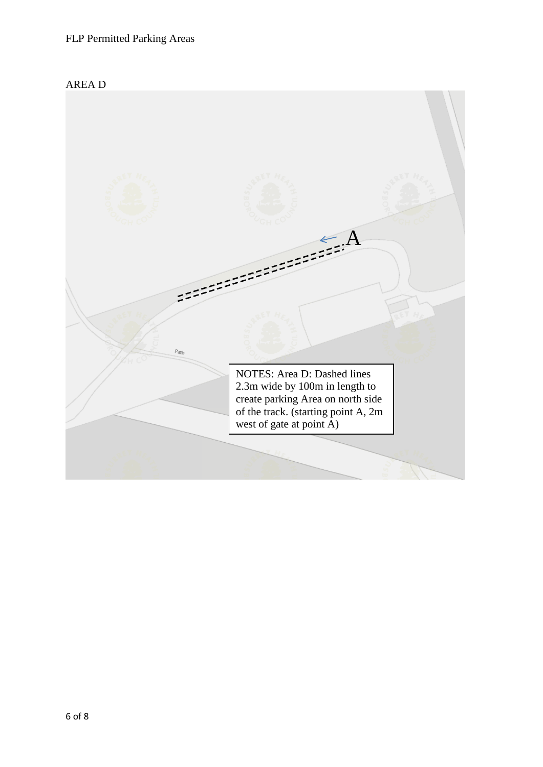## AREA D

A

Path

NOTES: Area D: Dashed lines 2.3m wide by 100m in length to create parking Area on north side of the track. (starting point A, 2m west of gate at point A)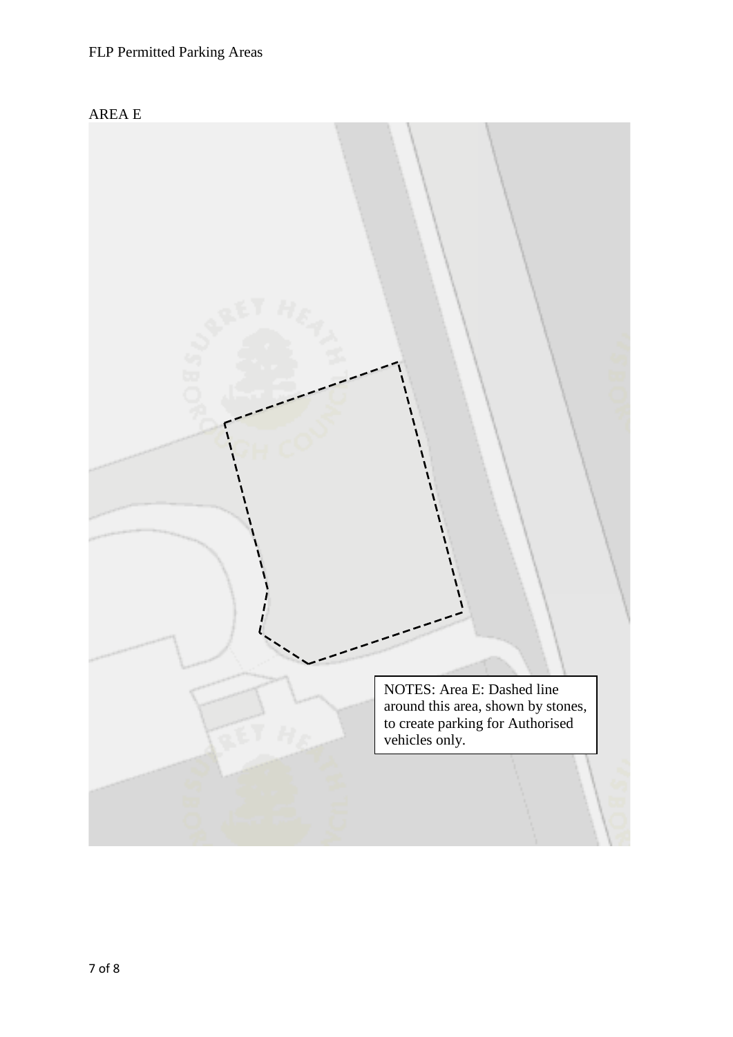## AREA E

NOTES: Area E: Dashed line around this area, shown by stones, to create parking for Authorised vehicles only.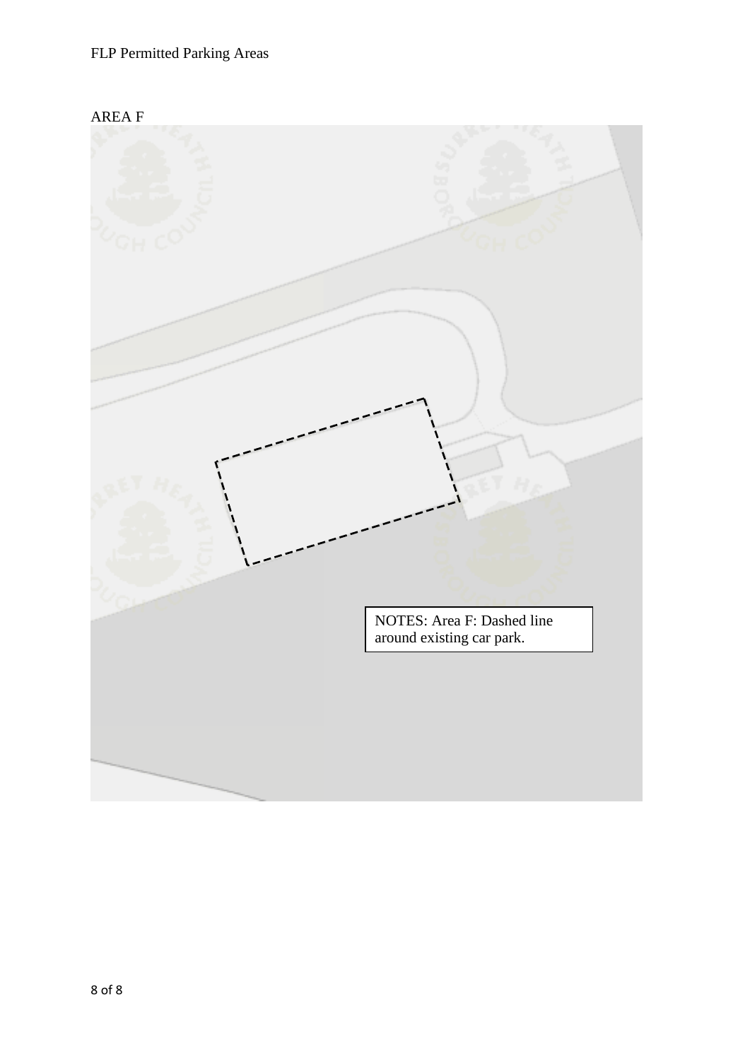AREA F

NOTES: Area F: Dashed line around existing car park.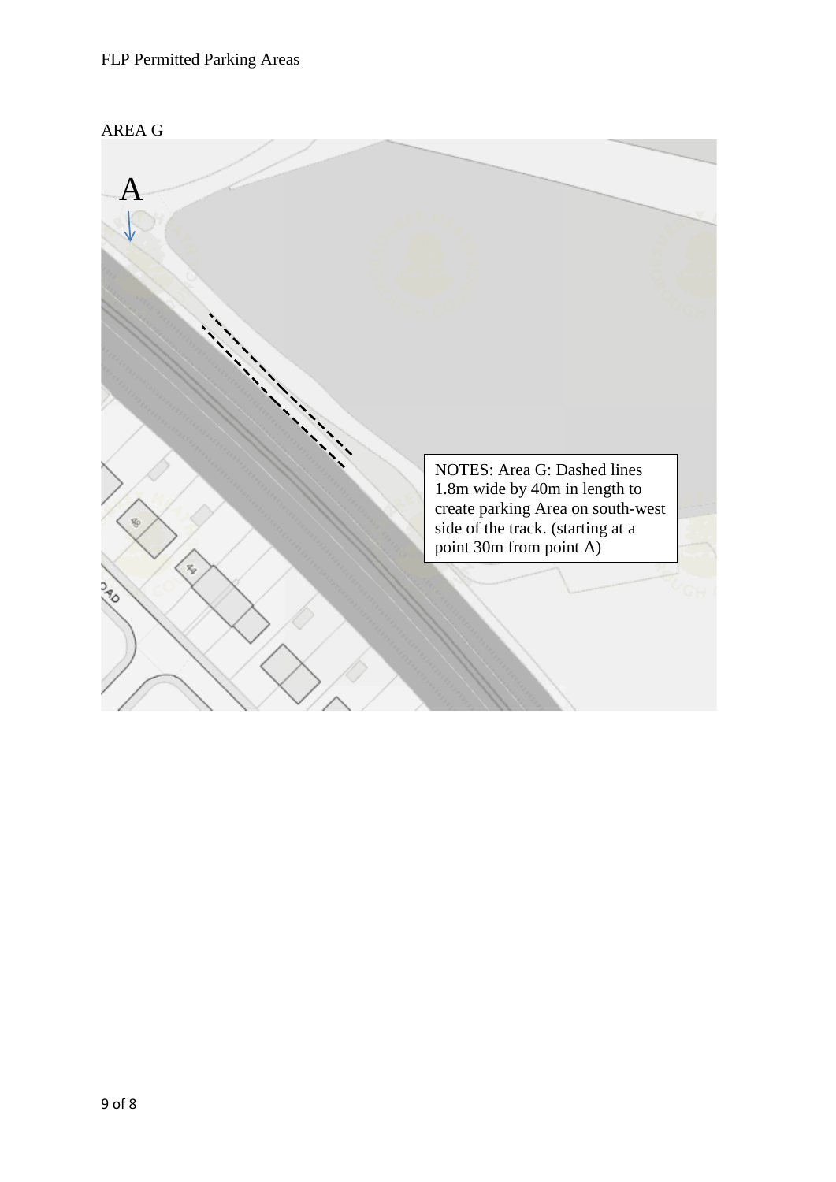## AREA G

A

NOTES: Area G: Dashed lines 1.8m wide by 40m in length to create parking Area on south-west side of the track. (starting at a point 30m from point A)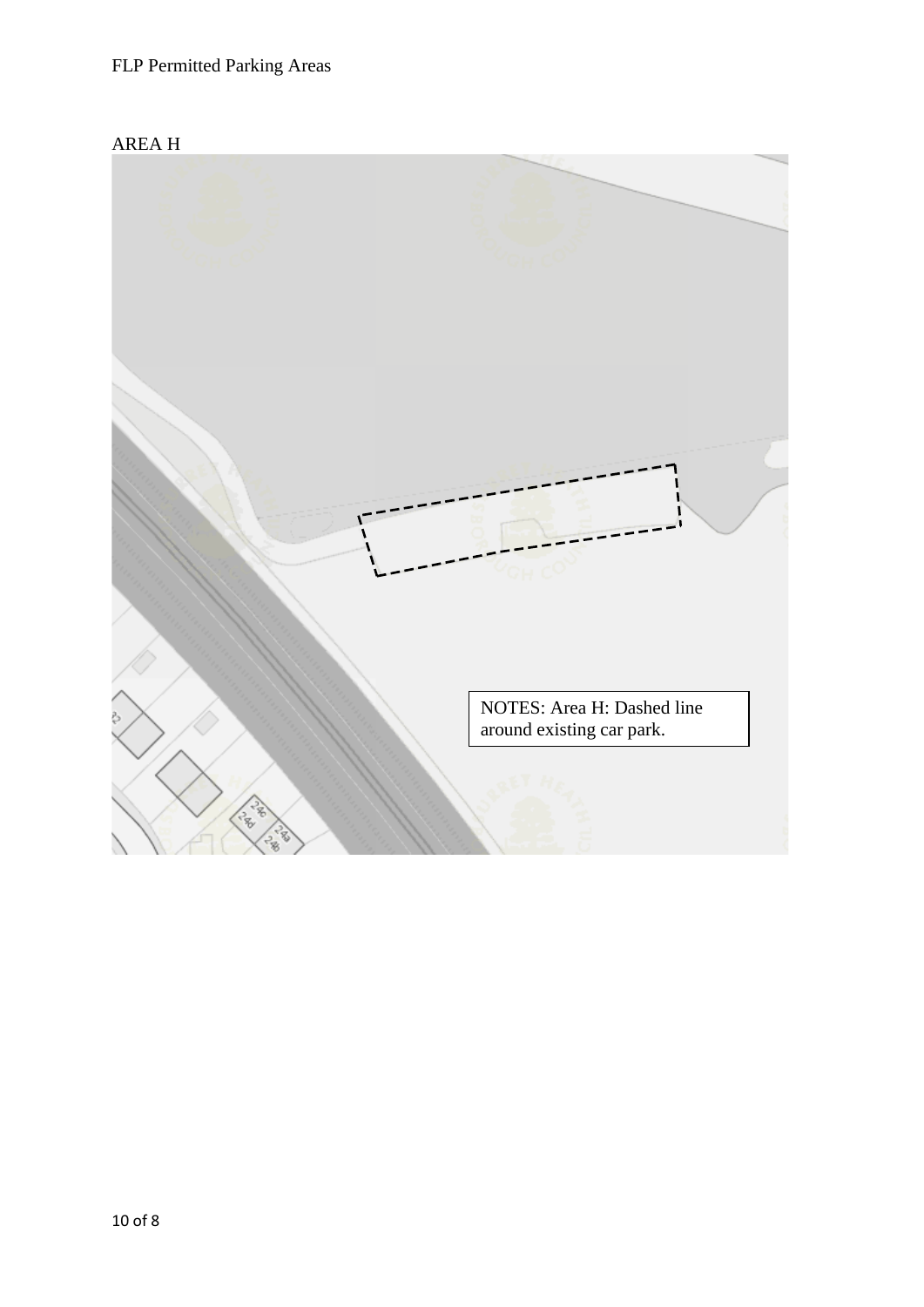AREA H

NOTES: Area H: Dashed line around existing car park.